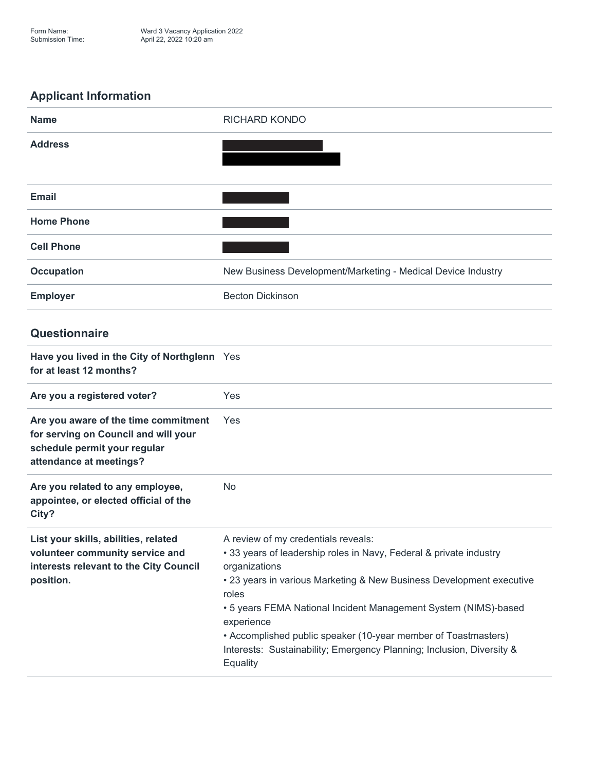Form Name: Ward 3 Vacancy Application 2022
Submission Time: April 22, 2022 10:20 am

## Applicant Information

| | |
|---|---|
| **Name** | RICHARD KONDO |
| **Address** | [redacted] |
| **Email** | [redacted] |
| **Home Phone** | [redacted] |
| **Cell Phone** | [redacted] |
| **Occupation** | New Business Development/Marketing - Medical Device Industry |
| **Employer** | Becton Dickinson |

## Questionnaire

| | |
|---|---|
| **Have you lived in the City of Northglenn for at least 12 months?** | Yes |
| **Are you a registered voter?** | Yes |
| **Are you aware of the time commitment for serving on Council and will your schedule permit your regular attendance at meetings?** | Yes |
| **Are you related to any employee, appointee, or elected official of the City?** | No |
| **List your skills, abilities, related volunteer community service and interests relevant to the City Council position.** | A review of my credentials reveals:<br>• 33 years of leadership roles in Navy, Federal & private industry organizations<br>• 23 years in various Marketing & New Business Development executive roles<br>• 5 years FEMA National Incident Management System (NIMS)-based experience<br>• Accomplished public speaker (10-year member of Toastmasters)<br>Interests: Sustainability; Emergency Planning; Inclusion, Diversity & Equality |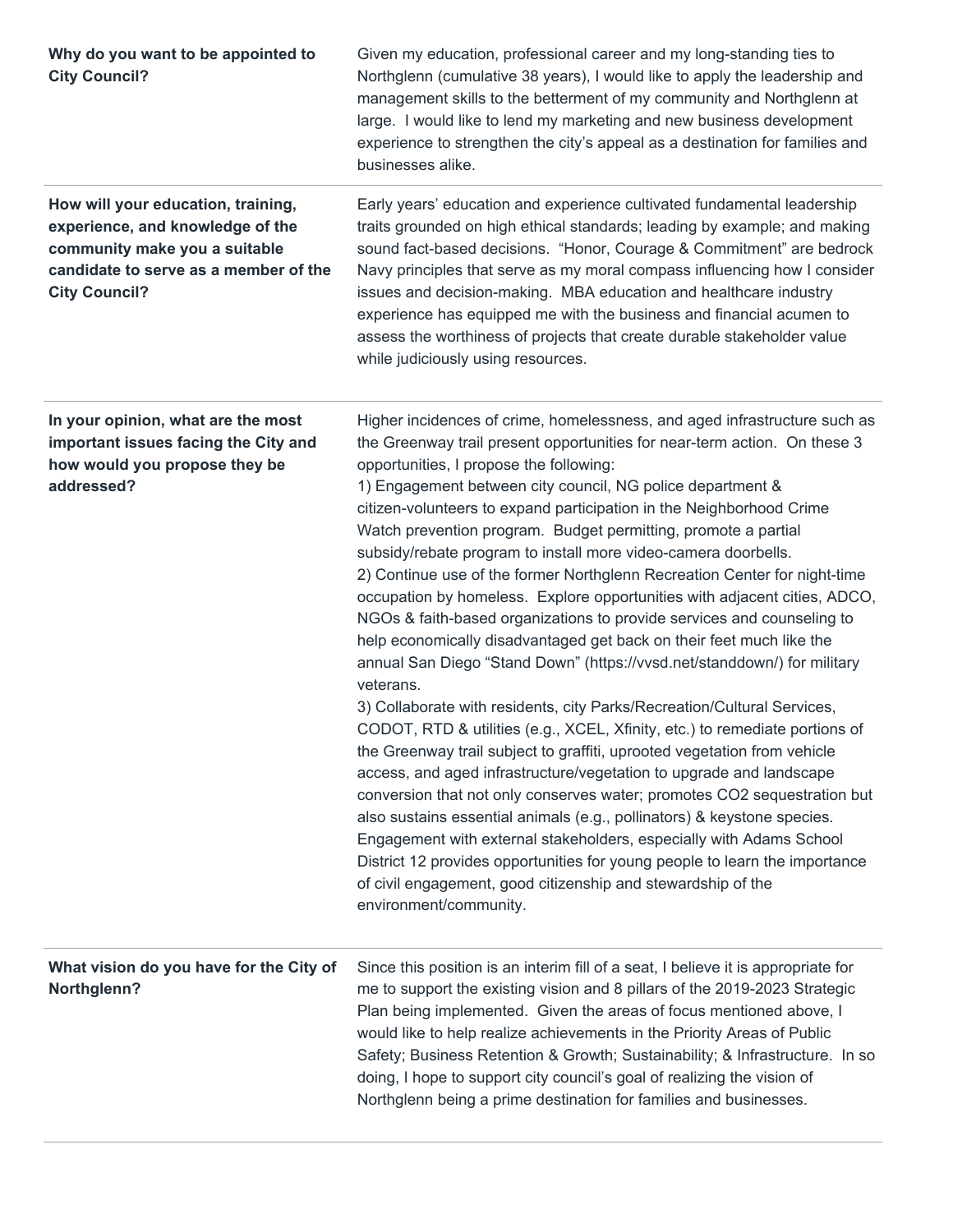| | |
|---|---|
| **Why do you want to be appointed to City Council?** | Given my education, professional career and my long-standing ties to Northglenn (cumulative 38 years), I would like to apply the leadership and management skills to the betterment of my community and Northglenn at large. I would like to lend my marketing and new business development experience to strengthen the city's appeal as a destination for families and businesses alike. |
| **How will your education, training, experience, and knowledge of the community make you a suitable candidate to serve as a member of the City Council?** | Early years' education and experience cultivated fundamental leadership traits grounded on high ethical standards; leading by example; and making sound fact-based decisions. "Honor, Courage & Commitment" are bedrock Navy principles that serve as my moral compass influencing how I consider issues and decision-making. MBA education and healthcare industry experience has equipped me with the business and financial acumen to assess the worthiness of projects that create durable stakeholder value while judiciously using resources. |
| **In your opinion, what are the most important issues facing the City and how would you propose they be addressed?** | Higher incidences of crime, homelessness, and aged infrastructure such as the Greenway trail present opportunities for near-term action. On these 3 opportunities, I propose the following:<br>1) Engagement between city council, NG police department & citizen-volunteers to expand participation in the Neighborhood Crime Watch prevention program. Budget permitting, promote a partial subsidy/rebate program to install more video-camera doorbells.<br>2) Continue use of the former Northglenn Recreation Center for night-time occupation by homeless. Explore opportunities with adjacent cities, ADCO, NGOs & faith-based organizations to provide services and counseling to help economically disadvantaged get back on their feet much like the annual San Diego "Stand Down" (https://vvsd.net/standdown/) for military veterans.<br>3) Collaborate with residents, city Parks/Recreation/Cultural Services, CODOT, RTD & utilities (e.g., XCEL, Xfinity, etc.) to remediate portions of the Greenway trail subject to graffiti, uprooted vegetation from vehicle access, and aged infrastructure/vegetation to upgrade and landscape conversion that not only conserves water; promotes $CO_2$ sequestration but also sustains essential animals (e.g., pollinators) & keystone species. Engagement with external stakeholders, especially with Adams School District 12 provides opportunities for young people to learn the importance of civil engagement, good citizenship and stewardship of the environment/community. |
| **What vision do you have for the City of Northglenn?** | Since this position is an interim fill of a seat, I believe it is appropriate for me to support the existing vision and 8 pillars of the 2019-2023 Strategic Plan being implemented. Given the areas of focus mentioned above, I would like to help realize achievements in the Priority Areas of Public Safety; Business Retention & Growth; Sustainability; & Infrastructure. In so doing, I hope to support city council's goal of realizing the vision of Northglenn being a prime destination for families and businesses. |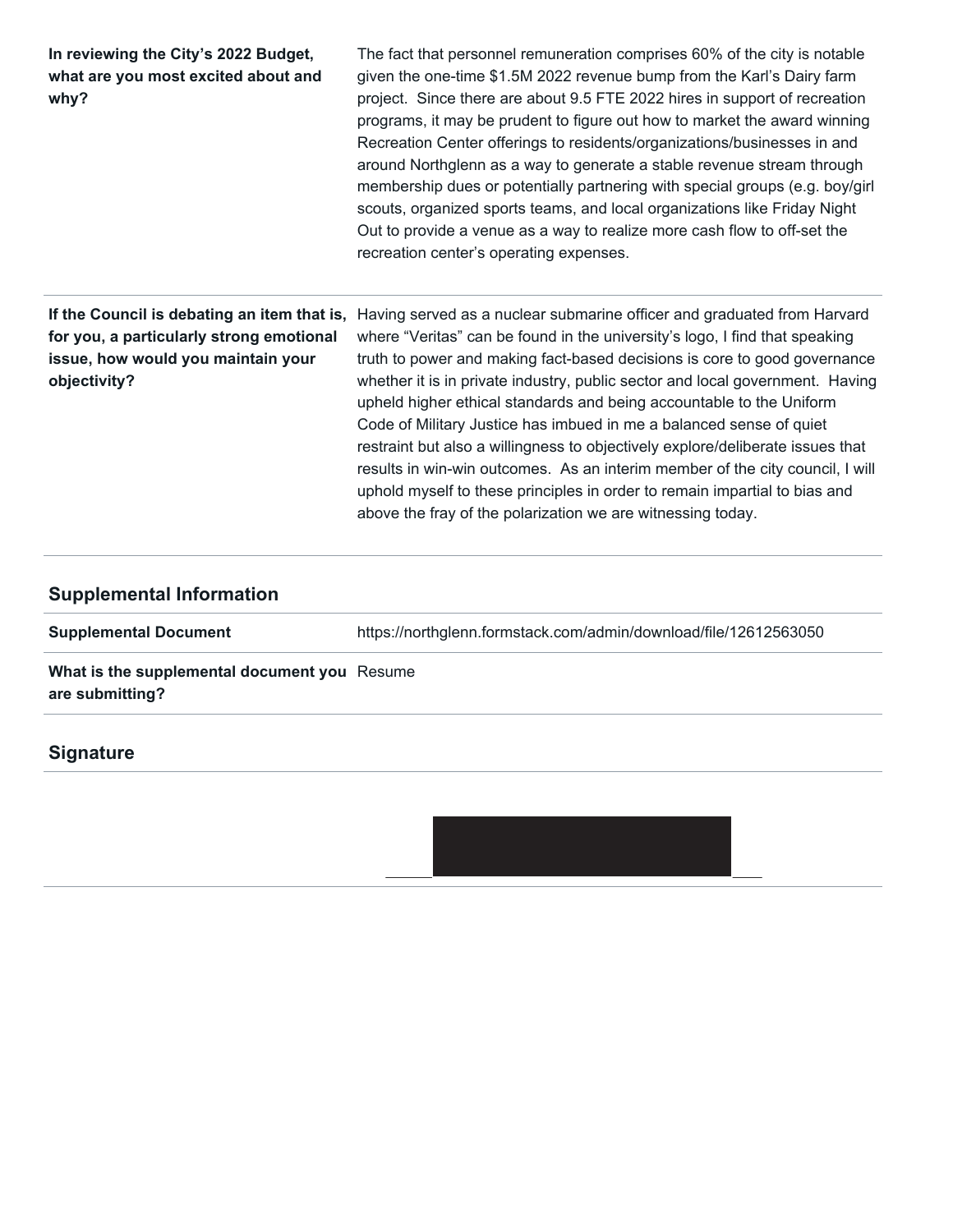| | |
|---|---|
| **In reviewing the City's 2022 Budget, what are you most excited about and why?** | The fact that personnel remuneration comprises 60% of the city is notable given the one-time $1.5M 2022 revenue bump from the Karl's Dairy farm project. Since there are about 9.5 FTE 2022 hires in support of recreation programs, it may be prudent to figure out how to market the award winning Recreation Center offerings to residents/organizations/businesses in and around Northglenn as a way to generate a stable revenue stream through membership dues or potentially partnering with special groups (e.g. boy/girl scouts, organized sports teams, and local organizations like Friday Night Out to provide a venue as a way to realize more cash flow to off-set the recreation center's operating expenses. |
| **If the Council is debating an item that is, for you, a particularly strong emotional issue, how would you maintain your objectivity?** | Having served as a nuclear submarine officer and graduated from Harvard where "Veritas" can be found in the university's logo, I find that speaking truth to power and making fact-based decisions is core to good governance whether it is in private industry, public sector and local government. Having upheld higher ethical standards and being accountable to the Uniform Code of Military Justice has imbued in me a balanced sense of quiet restraint but also a willingness to objectively explore/deliberate issues that results in win-win outcomes. As an interim member of the city council, I will uphold myself to these principles in order to remain impartial to bias and above the fray of the polarization we are witnessing today. |

## Supplemental Information

| | |
|---|---|
| **Supplemental Document** | https://northglenn.formstack.com/admin/download/file/12612563050 |
| **What is the supplemental document you are submitting?** | Resume |

## Signature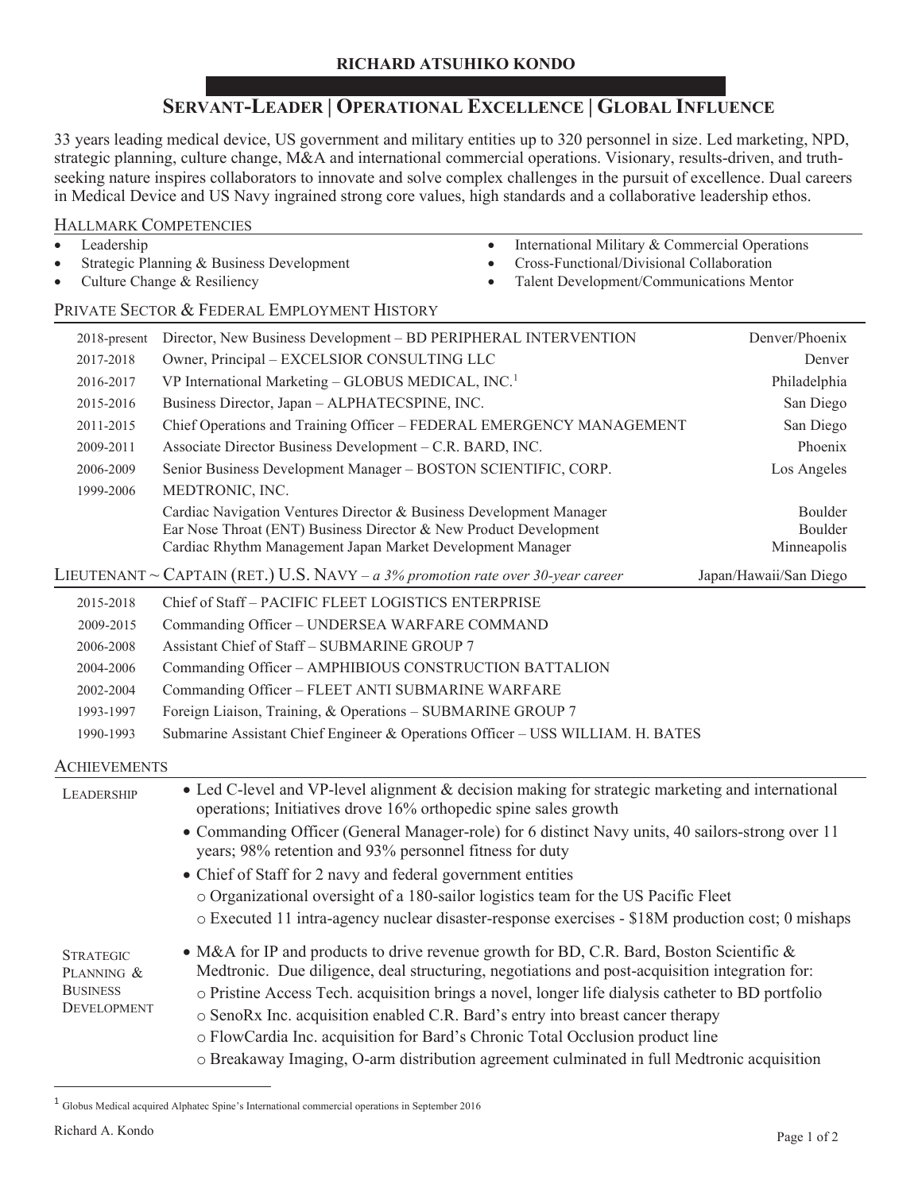# RICHARD ATSUHIKO KONDO

## SERVANT-LEADER | OPERATIONAL EXCELLENCE | GLOBAL INFLUENCE

33 years leading medical device, US government and military entities up to 320 personnel in size. Led marketing, NPD, strategic planning, culture change, M&A and international commercial operations. Visionary, results-driven, and truth-seeking nature inspires collaborators to innovate and solve complex challenges in the pursuit of excellence. Dual careers in Medical Device and US Navy ingrained strong core values, high standards and a collaborative leadership ethos.

### HALLMARK COMPETENCIES

- Leadership
- Strategic Planning & Business Development
- Culture Change & Resiliency
- International Military & Commercial Operations
- Cross-Functional/Divisional Collaboration
- Talent Development/Communications Mentor

### PRIVATE SECTOR & FEDERAL EMPLOYMENT HISTORY

| | | |
|---|---|---|
| 2018-present | Director, New Business Development – BD PERIPHERAL INTERVENTION | Denver/Phoenix |
| 2017-2018 | Owner, Principal – EXCELSIOR CONSULTING LLC | Denver |
| 2016-2017 | VP International Marketing – GLOBUS MEDICAL, INC.[1] | Philadelphia |
| 2015-2016 | Business Director, Japan – ALPHATECSPINE, INC. | San Diego |
| 2011-2015 | Chief Operations and Training Officer – FEDERAL EMERGENCY MANAGEMENT | San Diego |
| 2009-2011 | Associate Director Business Development – C.R. BARD, INC. | Phoenix |
| 2006-2009 | Senior Business Development Manager – BOSTON SCIENTIFIC, CORP. | Los Angeles |
| 1999-2006 | MEDTRONIC, INC. | |
| | Cardiac Navigation Ventures Director & Business Development Manager | Boulder |
| | Ear Nose Throat (ENT) Business Director & New Product Development | Boulder |
| | Cardiac Rhythm Management Japan Market Development Manager | Minneapolis |

### LIEUTENANT ~ CAPTAIN (RET.) U.S. NAVY – *a 3% promotion rate over 30-year career* — Japan/Hawaii/San Diego

| | |
|---|---|
| 2015-2018 | Chief of Staff – PACIFIC FLEET LOGISTICS ENTERPRISE |
| 2009-2015 | Commanding Officer – UNDERSEA WARFARE COMMAND |
| 2006-2008 | Assistant Chief of Staff – SUBMARINE GROUP 7 |
| 2004-2006 | Commanding Officer – AMPHIBIOUS CONSTRUCTION BATTALION |
| 2002-2004 | Commanding Officer – FLEET ANTI SUBMARINE WARFARE |
| 1993-1997 | Foreign Liaison, Training, & Operations – SUBMARINE GROUP 7 |
| 1990-1993 | Submarine Assistant Chief Engineer & Operations Officer – USS WILLIAM. H. BATES |

### ACHIEVEMENTS

**LEADERSHIP**

- Led C-level and VP-level alignment & decision making for strategic marketing and international operations; Initiatives drove 16% orthopedic spine sales growth
- Commanding Officer (General Manager-role) for 6 distinct Navy units, 40 sailors-strong over 11 years; 98% retention and 93% personnel fitness for duty
- Chief of Staff for 2 navy and federal government entities
  - Organizational oversight of a 180-sailor logistics team for the US Pacific Fleet
  - Executed 11 intra-agency nuclear disaster-response exercises - $18M production cost; 0 mishaps

**STRATEGIC PLANNING & BUSINESS DEVELOPMENT**

- M&A for IP and products to drive revenue growth for BD, C.R. Bard, Boston Scientific & Medtronic. Due diligence, deal structuring, negotiations and post-acquisition integration for:
  - Pristine Access Tech. acquisition brings a novel, longer life dialysis catheter to BD portfolio
  - SenoRx Inc. acquisition enabled C.R. Bard's entry into breast cancer therapy
  - FlowCardia Inc. acquisition for Bard's Chronic Total Occlusion product line
  - Breakaway Imaging, O-arm distribution agreement culminated in full Medtronic acquisition

---

[1] Globus Medical acquired Alphatec Spine's International commercial operations in September 2016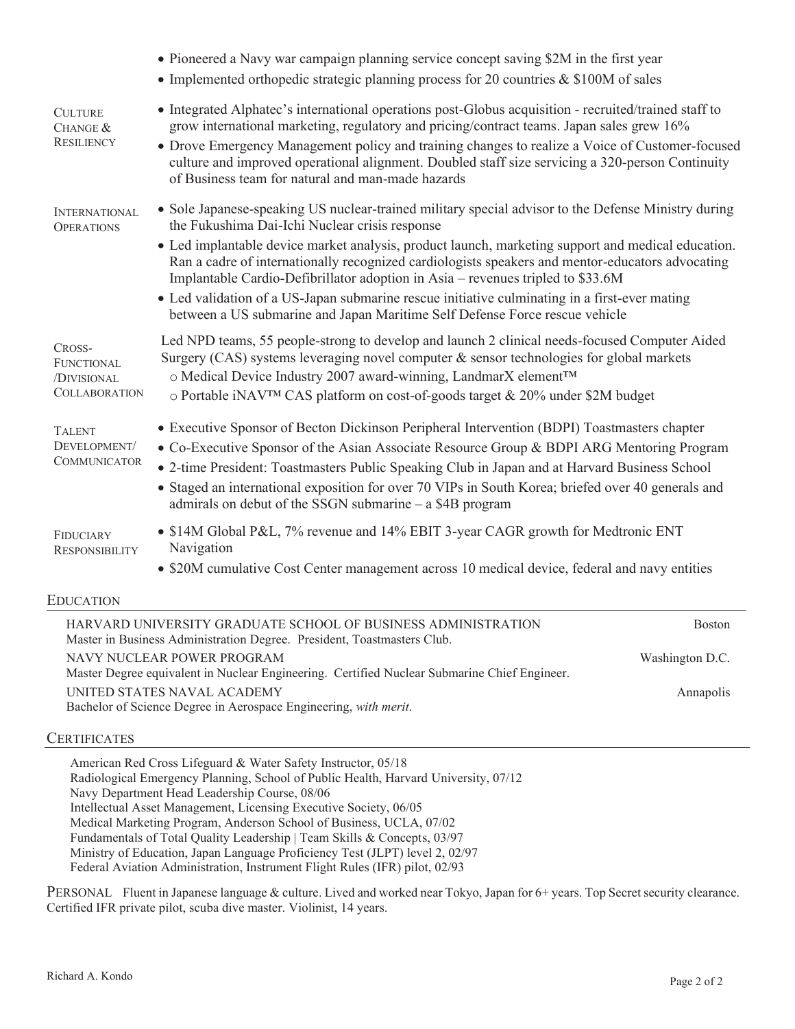- Pioneered a Navy war campaign planning service concept saving $2M in the first year
- Implemented orthopedic strategic planning process for 20 countries & $100M of sales

**Culture Change & Resiliency**

- Integrated Alphatec's international operations post-Globus acquisition - recruited/trained staff to grow international marketing, regulatory and pricing/contract teams. Japan sales grew 16%
- Drove Emergency Management policy and training changes to realize a Voice of Customer-focused culture and improved operational alignment. Doubled staff size servicing a 320-person Continuity of Business team for natural and man-made hazards

**International Operations**

- Sole Japanese-speaking US nuclear-trained military special advisor to the Defense Ministry during the Fukushima Dai-Ichi Nuclear crisis response
- Led implantable device market analysis, product launch, marketing support and medical education. Ran a cadre of internationally recognized cardiologists speakers and mentor-educators advocating Implantable Cardio-Defibrillator adoption in Asia – revenues tripled to $33.6M
- Led validation of a US-Japan submarine rescue initiative culminating in a first-ever mating between a US submarine and Japan Maritime Self Defense Force rescue vehicle

**Cross-Functional /Divisional Collaboration**

Led NPD teams, 55 people-strong to develop and launch 2 clinical needs-focused Computer Aided Surgery (CAS) systems leveraging novel computer & sensor technologies for global markets

- Medical Device Industry 2007 award-winning, LandmarX element™
- Portable iNAV™ CAS platform on cost-of-goods target & 20% under $2M budget

**Talent Development/ Communicator**

- Executive Sponsor of Becton Dickinson Peripheral Intervention (BDPI) Toastmasters chapter
- Co-Executive Sponsor of the Asian Associate Resource Group & BDPI ARG Mentoring Program
- 2-time President: Toastmasters Public Speaking Club in Japan and at Harvard Business School
- Staged an international exposition for over 70 VIPs in South Korea; briefed over 40 generals and admirals on debut of the SSGN submarine – a $4B program

**Fiduciary Responsibility**

- $14M Global P&L, 7% revenue and 14% EBIT 3-year CAGR growth for Medtronic ENT Navigation
- $20M cumulative Cost Center management across 10 medical device, federal and navy entities

## Education

HARVARD UNIVERSITY GRADUATE SCHOOL OF BUSINESS ADMINISTRATION — Boston
Master in Business Administration Degree. President, Toastmasters Club.

NAVY NUCLEAR POWER PROGRAM — Washington D.C.
Master Degree equivalent in Nuclear Engineering. Certified Nuclear Submarine Chief Engineer.

UNITED STATES NAVAL ACADEMY — Annapolis
Bachelor of Science Degree in Aerospace Engineering, *with merit*.

## Certificates

American Red Cross Lifeguard & Water Safety Instructor, 05/18
Radiological Emergency Planning, School of Public Health, Harvard University, 07/12
Navy Department Head Leadership Course, 08/06
Intellectual Asset Management, Licensing Executive Society, 06/05
Medical Marketing Program, Anderson School of Business, UCLA, 07/02
Fundamentals of Total Quality Leadership | Team Skills & Concepts, 03/97
Ministry of Education, Japan Language Proficiency Test (JLPT) level 2, 02/97
Federal Aviation Administration, Instrument Flight Rules (IFR) pilot, 02/93

**Personal** Fluent in Japanese language & culture. Lived and worked near Tokyo, Japan for 6+ years. Top Secret security clearance. Certified IFR private pilot, scuba dive master. Violinist, 14 years.